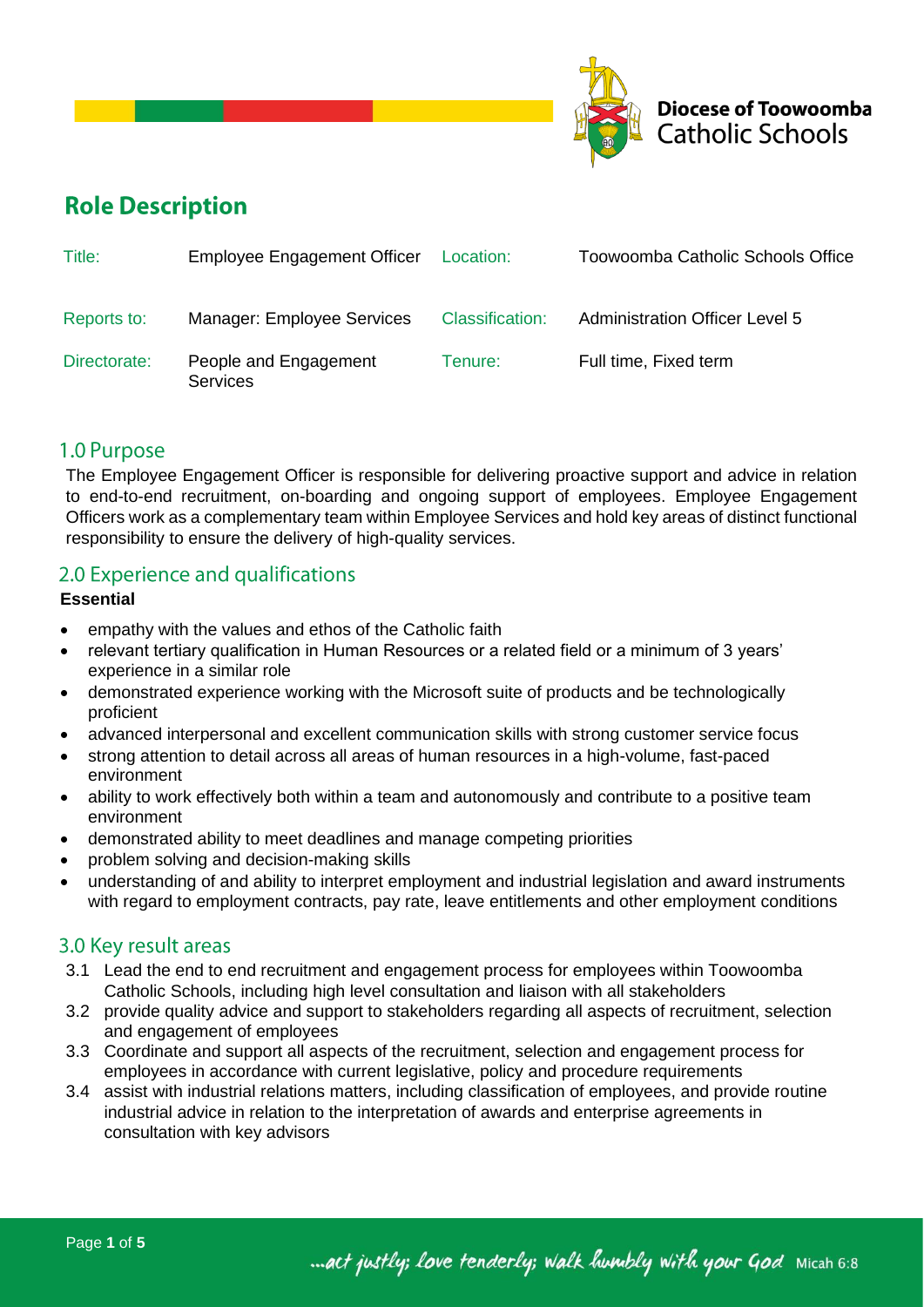Diocese of Toowoomba Catholic Schools

# Role Description

| Title: | Employee Engagement Officer | Location: | Toowoomba Catholic Schools Office |
|---|---|---|---|
| Reports to: | Manager: Employee Services | Classification: | Administration Officer Level 5 |
| Directorate: | People and Engagement Services | Tenure: | Full time, Fixed term |

## 1.0 Purpose

The Employee Engagement Officer is responsible for delivering proactive support and advice in relation to end-to-end recruitment, on-boarding and ongoing support of employees. Employee Engagement Officers work as a complementary team within Employee Services and hold key areas of distinct functional responsibility to ensure the delivery of high-quality services.

## 2.0 Experience and qualifications

**Essential**

- empathy with the values and ethos of the Catholic faith
- relevant tertiary qualification in Human Resources or a related field or a minimum of 3 years' experience in a similar role
- demonstrated experience working with the Microsoft suite of products and be technologically proficient
- advanced interpersonal and excellent communication skills with strong customer service focus
- strong attention to detail across all areas of human resources in a high-volume, fast-paced environment
- ability to work effectively both within a team and autonomously and contribute to a positive team environment
- demonstrated ability to meet deadlines and manage competing priorities
- problem solving and decision-making skills
- understanding of and ability to interpret employment and industrial legislation and award instruments with regard to employment contracts, pay rate, leave entitlements and other employment conditions

## 3.0 Key result areas

3.1 Lead the end to end recruitment and engagement process for employees within Toowoomba Catholic Schools, including high level consultation and liaison with all stakeholders

3.2 provide quality advice and support to stakeholders regarding all aspects of recruitment, selection and engagement of employees

3.3 Coordinate and support all aspects of the recruitment, selection and engagement process for employees in accordance with current legislative, policy and procedure requirements

3.4 assist with industrial relations matters, including classification of employees, and provide routine industrial advice in relation to the interpretation of awards and enterprise agreements in consultation with key advisors

...act justly; love tenderly; walk humbly with your God Micah 6:8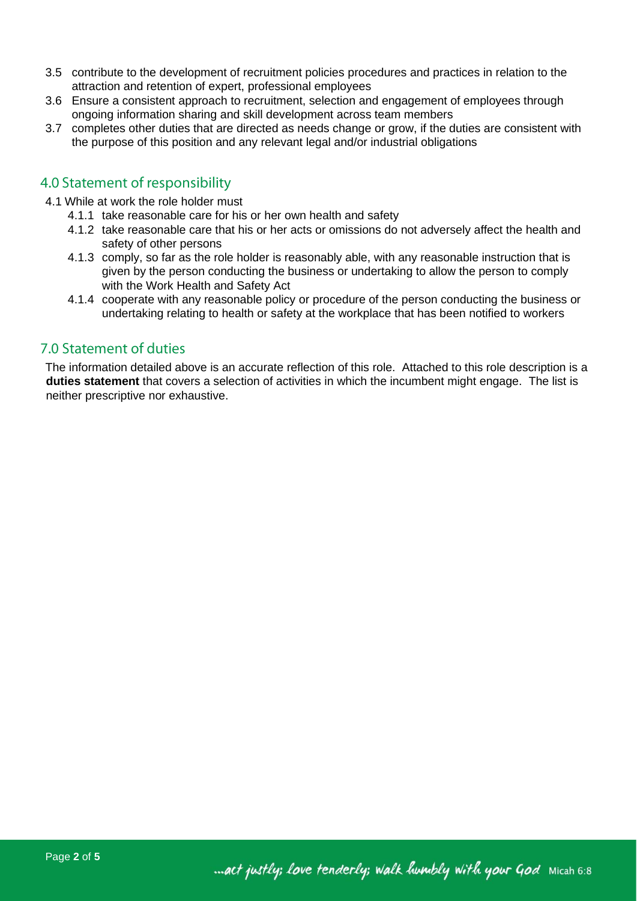3.5 contribute to the development of recruitment policies procedures and practices in relation to the attraction and retention of expert, professional employees

3.6 Ensure a consistent approach to recruitment, selection and engagement of employees through ongoing information sharing and skill development across team members

3.7 completes other duties that are directed as needs change or grow, if the duties are consistent with the purpose of this position and any relevant legal and/or industrial obligations

## 4.0 Statement of responsibility

4.1 While at work the role holder must

- 4.1.1 take reasonable care for his or her own health and safety
- 4.1.2 take reasonable care that his or her acts or omissions do not adversely affect the health and safety of other persons
- 4.1.3 comply, so far as the role holder is reasonably able, with any reasonable instruction that is given by the person conducting the business or undertaking to allow the person to comply with the Work Health and Safety Act
- 4.1.4 cooperate with any reasonable policy or procedure of the person conducting the business or undertaking relating to health or safety at the workplace that has been notified to workers

## 7.0 Statement of duties

The information detailed above is an accurate reflection of this role. Attached to this role description is a **duties statement** that covers a selection of activities in which the incumbent might engage. The list is neither prescriptive nor exhaustive.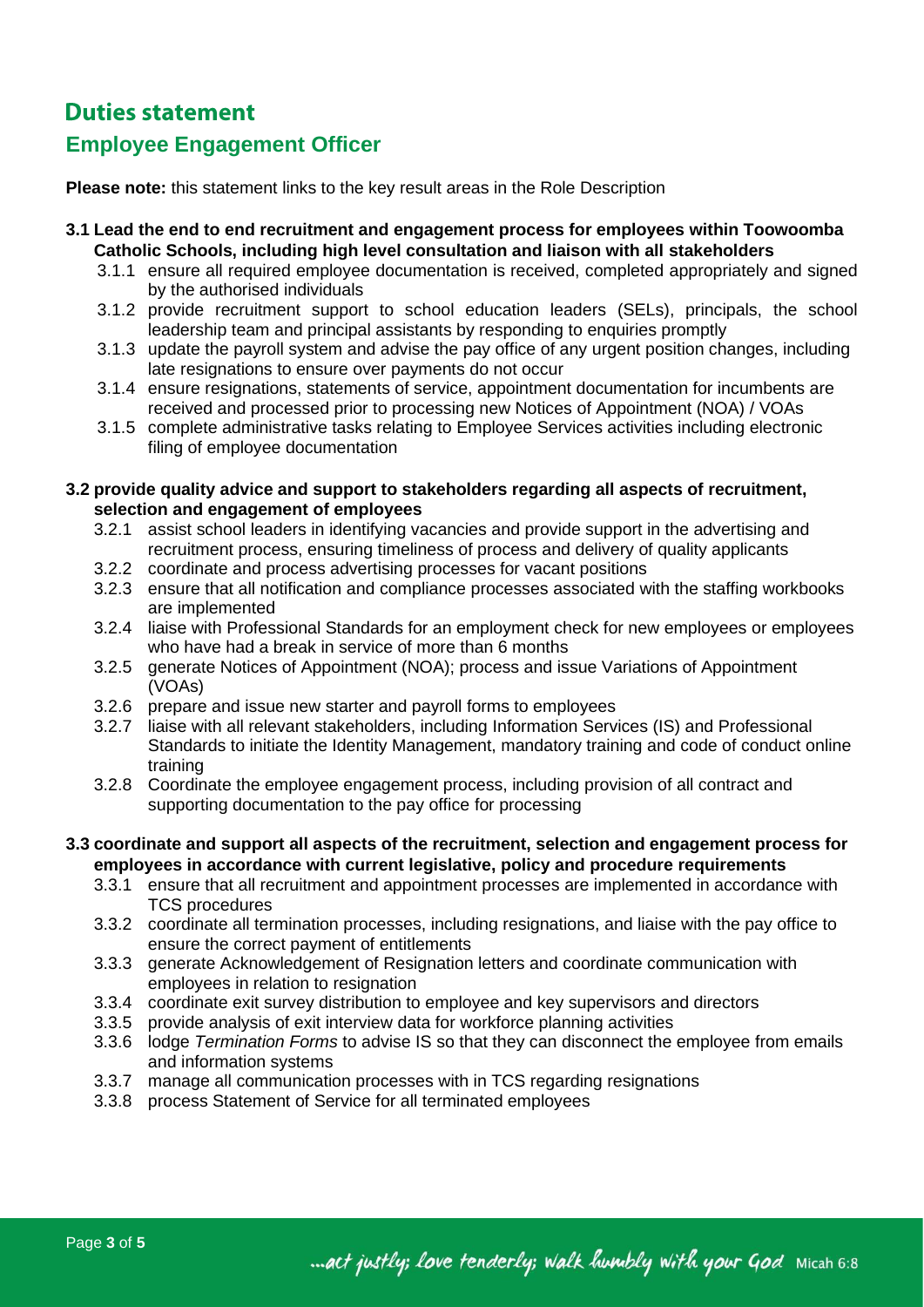# Duties statement

## Employee Engagement Officer

**Please note:** this statement links to the key result areas in the Role Description

**3.1 Lead the end to end recruitment and engagement process for employees within Toowoomba Catholic Schools, including high level consultation and liaison with all stakeholders**

- 3.1.1 ensure all required employee documentation is received, completed appropriately and signed by the authorised individuals
- 3.1.2 provide recruitment support to school education leaders (SELs), principals, the school leadership team and principal assistants by responding to enquiries promptly
- 3.1.3 update the payroll system and advise the pay office of any urgent position changes, including late resignations to ensure over payments do not occur
- 3.1.4 ensure resignations, statements of service, appointment documentation for incumbents are received and processed prior to processing new Notices of Appointment (NOA) / VOAs
- 3.1.5 complete administrative tasks relating to Employee Services activities including electronic filing of employee documentation

**3.2 provide quality advice and support to stakeholders regarding all aspects of recruitment, selection and engagement of employees**

- 3.2.1 assist school leaders in identifying vacancies and provide support in the advertising and recruitment process, ensuring timeliness of process and delivery of quality applicants
- 3.2.2 coordinate and process advertising processes for vacant positions
- 3.2.3 ensure that all notification and compliance processes associated with the staffing workbooks are implemented
- 3.2.4 liaise with Professional Standards for an employment check for new employees or employees who have had a break in service of more than 6 months
- 3.2.5 generate Notices of Appointment (NOA); process and issue Variations of Appointment (VOAs)
- 3.2.6 prepare and issue new starter and payroll forms to employees
- 3.2.7 liaise with all relevant stakeholders, including Information Services (IS) and Professional Standards to initiate the Identity Management, mandatory training and code of conduct online training
- 3.2.8 Coordinate the employee engagement process, including provision of all contract and supporting documentation to the pay office for processing

**3.3 coordinate and support all aspects of the recruitment, selection and engagement process for employees in accordance with current legislative, policy and procedure requirements**

- 3.3.1 ensure that all recruitment and appointment processes are implemented in accordance with TCS procedures
- 3.3.2 coordinate all termination processes, including resignations, and liaise with the pay office to ensure the correct payment of entitlements
- 3.3.3 generate Acknowledgement of Resignation letters and coordinate communication with employees in relation to resignation
- 3.3.4 coordinate exit survey distribution to employee and key supervisors and directors
- 3.3.5 provide analysis of exit interview data for workforce planning activities
- 3.3.6 lodge *Termination Forms* to advise IS so that they can disconnect the employee from emails and information systems
- 3.3.7 manage all communication processes with in TCS regarding resignations
- 3.3.8 process Statement of Service for all terminated employees

...act justly; love tenderly; walk humbly with your God Micah 6:8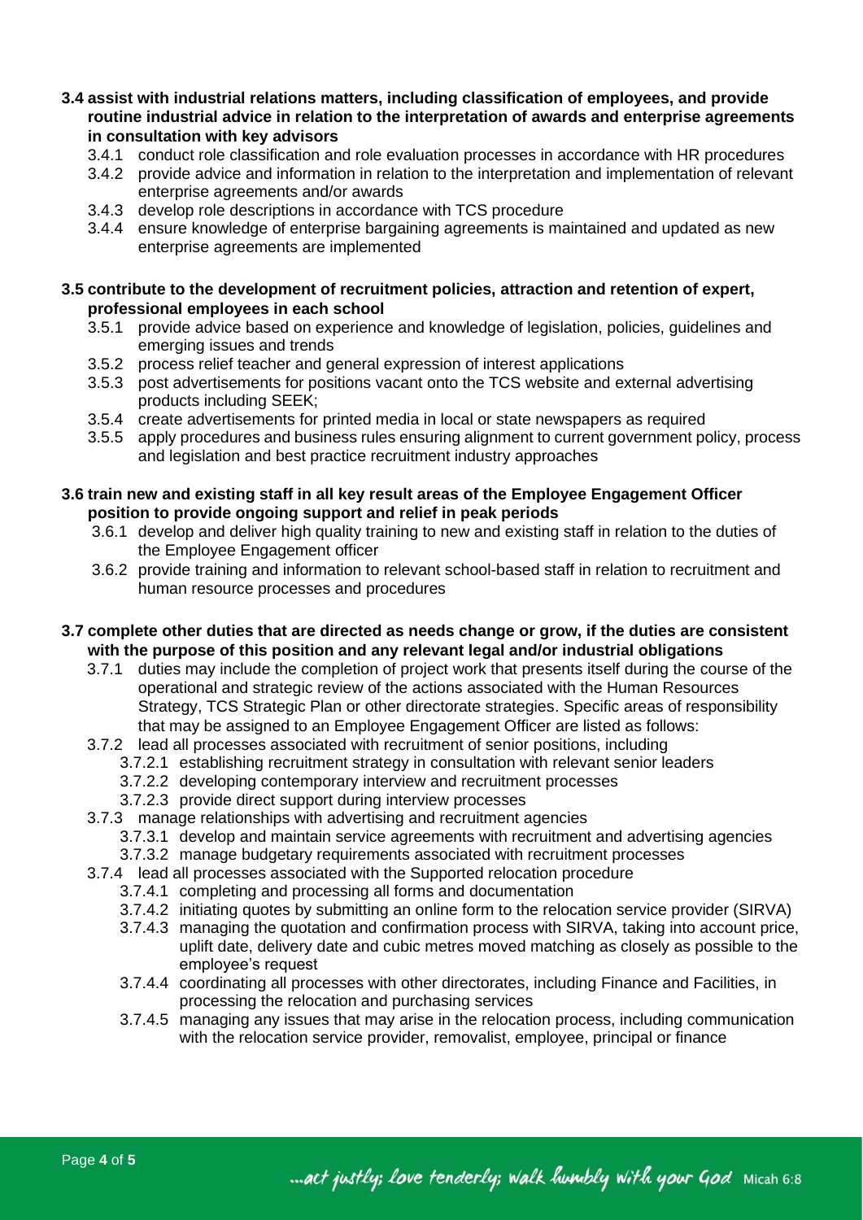**3.4 assist with industrial relations matters, including classification of employees, and provide routine industrial advice in relation to the interpretation of awards and enterprise agreements in consultation with key advisors**

- 3.4.1 conduct role classification and role evaluation processes in accordance with HR procedures
- 3.4.2 provide advice and information in relation to the interpretation and implementation of relevant enterprise agreements and/or awards
- 3.4.3 develop role descriptions in accordance with TCS procedure
- 3.4.4 ensure knowledge of enterprise bargaining agreements is maintained and updated as new enterprise agreements are implemented

**3.5 contribute to the development of recruitment policies, attraction and retention of expert, professional employees in each school**

- 3.5.1 provide advice based on experience and knowledge of legislation, policies, guidelines and emerging issues and trends
- 3.5.2 process relief teacher and general expression of interest applications
- 3.5.3 post advertisements for positions vacant onto the TCS website and external advertising products including SEEK;
- 3.5.4 create advertisements for printed media in local or state newspapers as required
- 3.5.5 apply procedures and business rules ensuring alignment to current government policy, process and legislation and best practice recruitment industry approaches

**3.6 train new and existing staff in all key result areas of the Employee Engagement Officer position to provide ongoing support and relief in peak periods**

- 3.6.1 develop and deliver high quality training to new and existing staff in relation to the duties of the Employee Engagement officer
- 3.6.2 provide training and information to relevant school-based staff in relation to recruitment and human resource processes and procedures

**3.7 complete other duties that are directed as needs change or grow, if the duties are consistent with the purpose of this position and any relevant legal and/or industrial obligations**

- 3.7.1 duties may include the completion of project work that presents itself during the course of the operational and strategic review of the actions associated with the Human Resources Strategy, TCS Strategic Plan or other directorate strategies. Specific areas of responsibility that may be assigned to an Employee Engagement Officer are listed as follows:
- 3.7.2 lead all processes associated with recruitment of senior positions, including
  - 3.7.2.1 establishing recruitment strategy in consultation with relevant senior leaders
  - 3.7.2.2 developing contemporary interview and recruitment processes
  - 3.7.2.3 provide direct support during interview processes
- 3.7.3 manage relationships with advertising and recruitment agencies
  - 3.7.3.1 develop and maintain service agreements with recruitment and advertising agencies
  - 3.7.3.2 manage budgetary requirements associated with recruitment processes
- 3.7.4 lead all processes associated with the Supported relocation procedure
  - 3.7.4.1 completing and processing all forms and documentation
  - 3.7.4.2 initiating quotes by submitting an online form to the relocation service provider (SIRVA)
  - 3.7.4.3 managing the quotation and confirmation process with SIRVA, taking into account price, uplift date, delivery date and cubic metres moved matching as closely as possible to the employee's request
  - 3.7.4.4 coordinating all processes with other directorates, including Finance and Facilities, in processing the relocation and purchasing services
  - 3.7.4.5 managing any issues that may arise in the relocation process, including communication with the relocation service provider, removalist, employee, principal or finance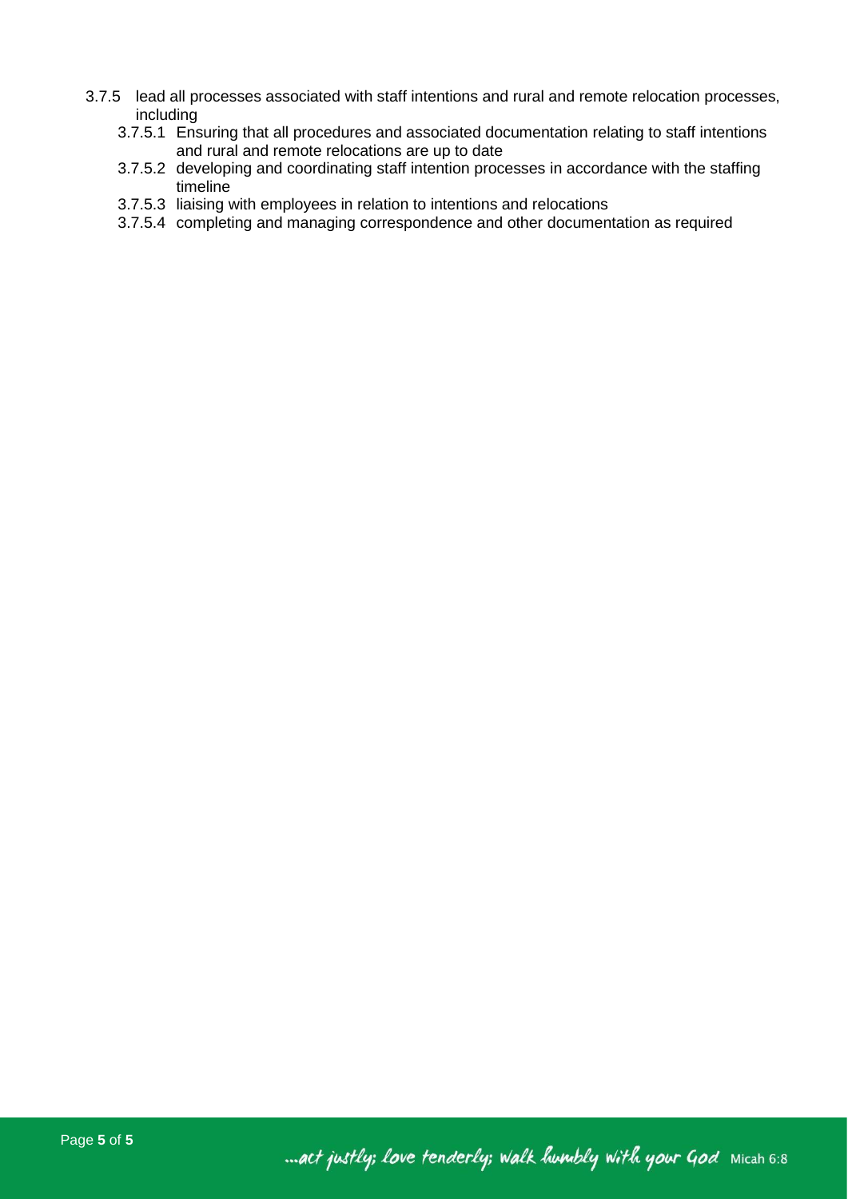3.7.5 lead all processes associated with staff intentions and rural and remote relocation processes, including

  - 3.7.5.1 Ensuring that all procedures and associated documentation relating to staff intentions and rural and remote relocations are up to date
  - 3.7.5.2 developing and coordinating staff intention processes in accordance with the staffing timeline
  - 3.7.5.3 liaising with employees in relation to intentions and relocations
  - 3.7.5.4 completing and managing correspondence and other documentation as required